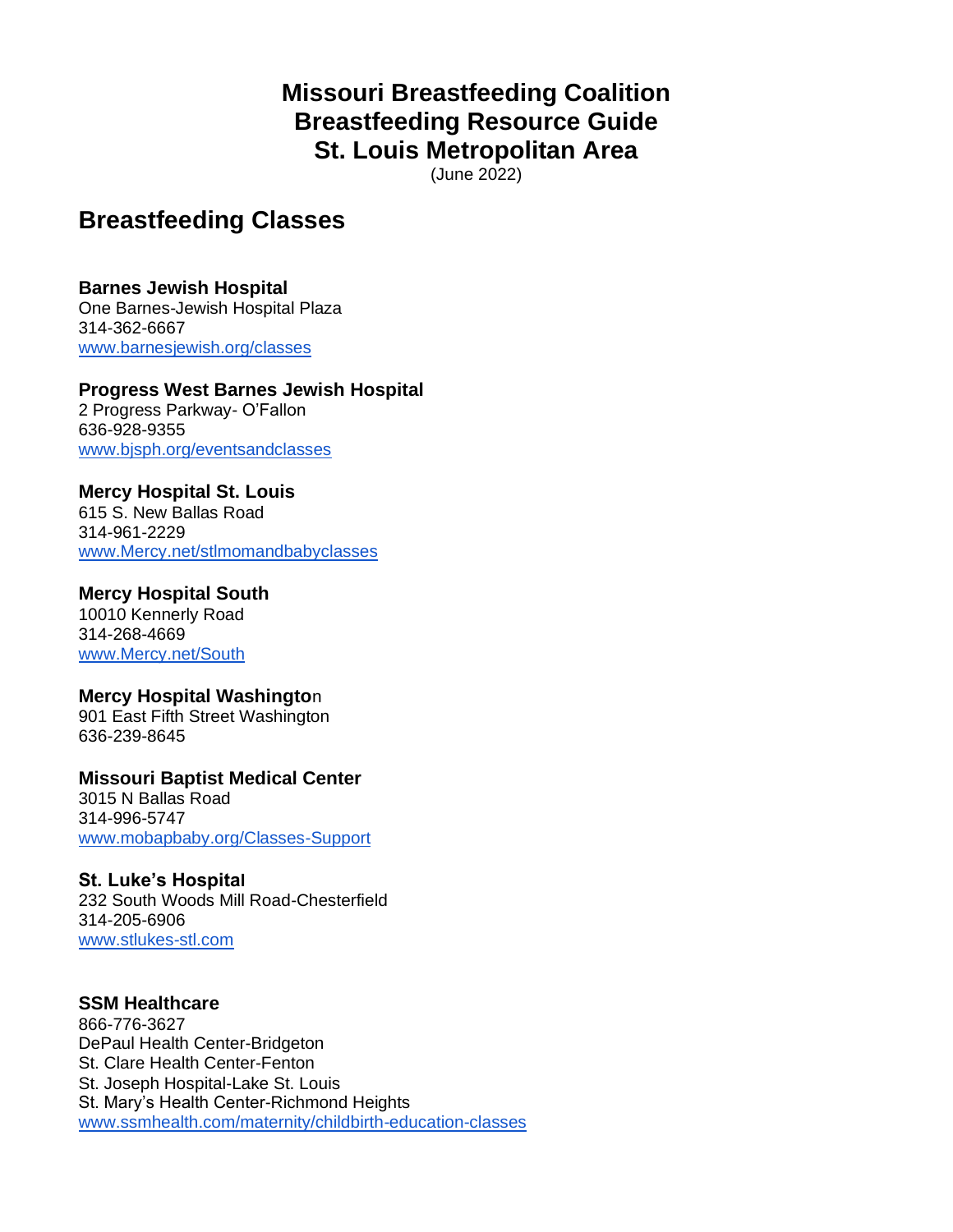# Missouri Breastfeeding Coalition
# Breastfeeding Resource Guide
# St. Louis Metropolitan Area

(June 2022)

## Breastfeeding Classes

**Barnes Jewish Hospital**
One Barnes-Jewish Hospital Plaza
314-362-6667
www.barnesjewish.org/classes

**Progress West Barnes Jewish Hospital**
2 Progress Parkway- O'Fallon
636-928-9355
www.bjsph.org/eventsandclasses

**Mercy Hospital St. Louis**
615 S. New Ballas Road
314-961-2229
www.Mercy.net/stlmomandbabyclasses

**Mercy Hospital South**
10010 Kennerly Road
314-268-4669
www.Mercy.net/South

**Mercy Hospital Washington**
901 East Fifth Street Washington
636-239-8645

**Missouri Baptist Medical Center**
3015 N Ballas Road
314-996-5747
www.mobapbaby.org/Classes-Support

**St. Luke's Hospital**
232 South Woods Mill Road-Chesterfield
314-205-6906
www.stlukes-stl.com

**SSM Healthcare**
866-776-3627
DePaul Health Center-Bridgeton
St. Clare Health Center-Fenton
St. Joseph Hospital-Lake St. Louis
St. Mary's Health Center-Richmond Heights
www.ssmhealth.com/maternity/childbirth-education-classes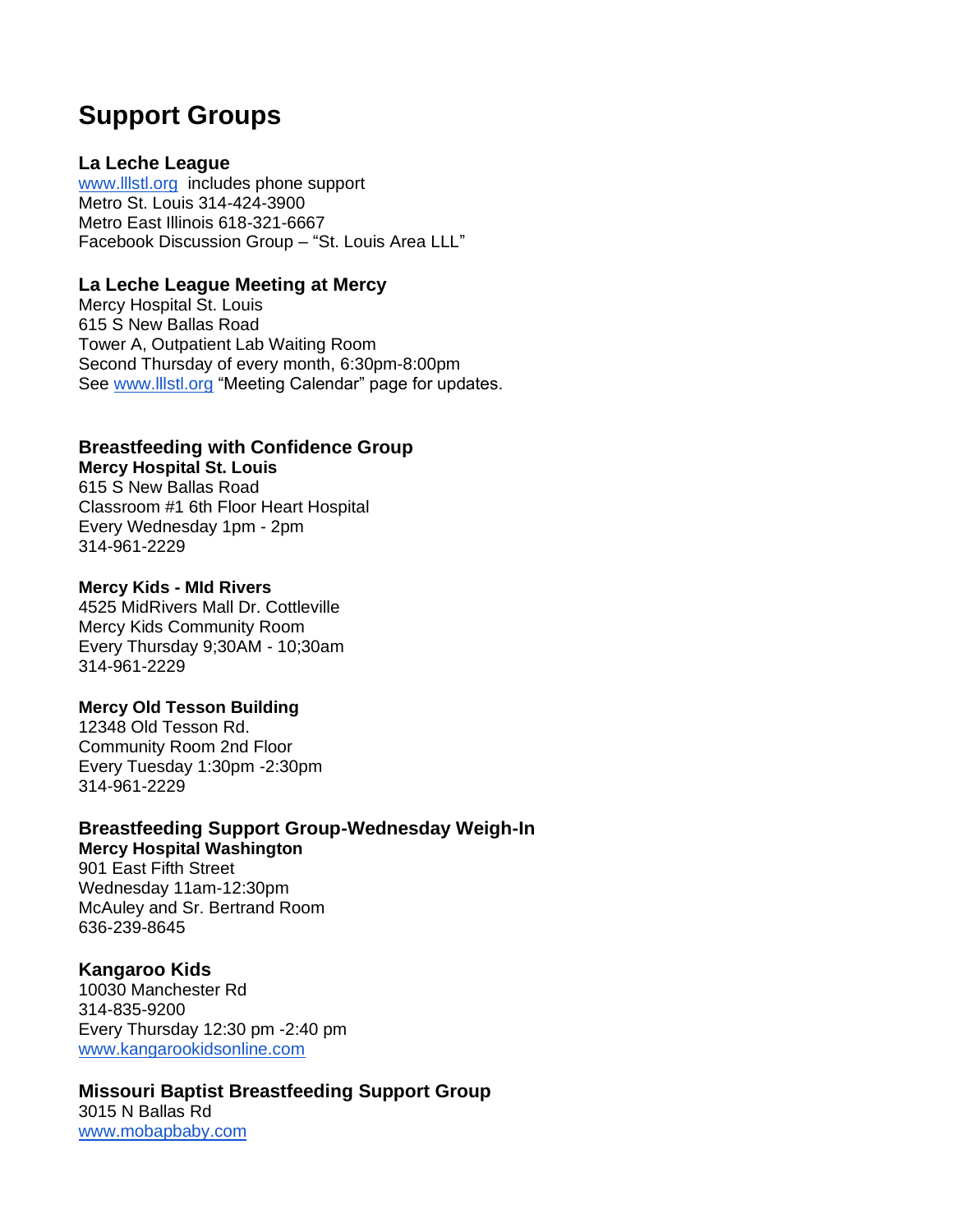# Support Groups

### La Leche League

www.lllstl.org includes phone support
Metro St. Louis 314-424-3900
Metro East Illinois 618-321-6667
Facebook Discussion Group – "St. Louis Area LLL"

### La Leche League Meeting at Mercy

Mercy Hospital St. Louis
615 S New Ballas Road
Tower A, Outpatient Lab Waiting Room
Second Thursday of every month, 6:30pm-8:00pm
See www.lllstl.org "Meeting Calendar" page for updates.

### Breastfeeding with Confidence Group

**Mercy Hospital St. Louis**
615 S New Ballas Road
Classroom #1 6th Floor Heart Hospital
Every Wednesday 1pm - 2pm
314-961-2229

**Mercy Kids - MId Rivers**
4525 MidRivers Mall Dr. Cottleville
Mercy Kids Community Room
Every Thursday 9;30AM - 10;30am
314-961-2229

**Mercy Old Tesson Building**
12348 Old Tesson Rd.
Community Room 2nd Floor
Every Tuesday 1:30pm -2:30pm
314-961-2229

### Breastfeeding Support Group-Wednesday Weigh-In

**Mercy Hospital Washington**
901 East Fifth Street
Wednesday 11am-12:30pm
McAuley and Sr. Bertrand Room
636-239-8645

### Kangaroo Kids

10030 Manchester Rd
314-835-9200
Every Thursday 12:30 pm -2:40 pm
www.kangarookidsonline.com

### Missouri Baptist Breastfeeding Support Group

3015 N Ballas Rd
www.mobapbaby.com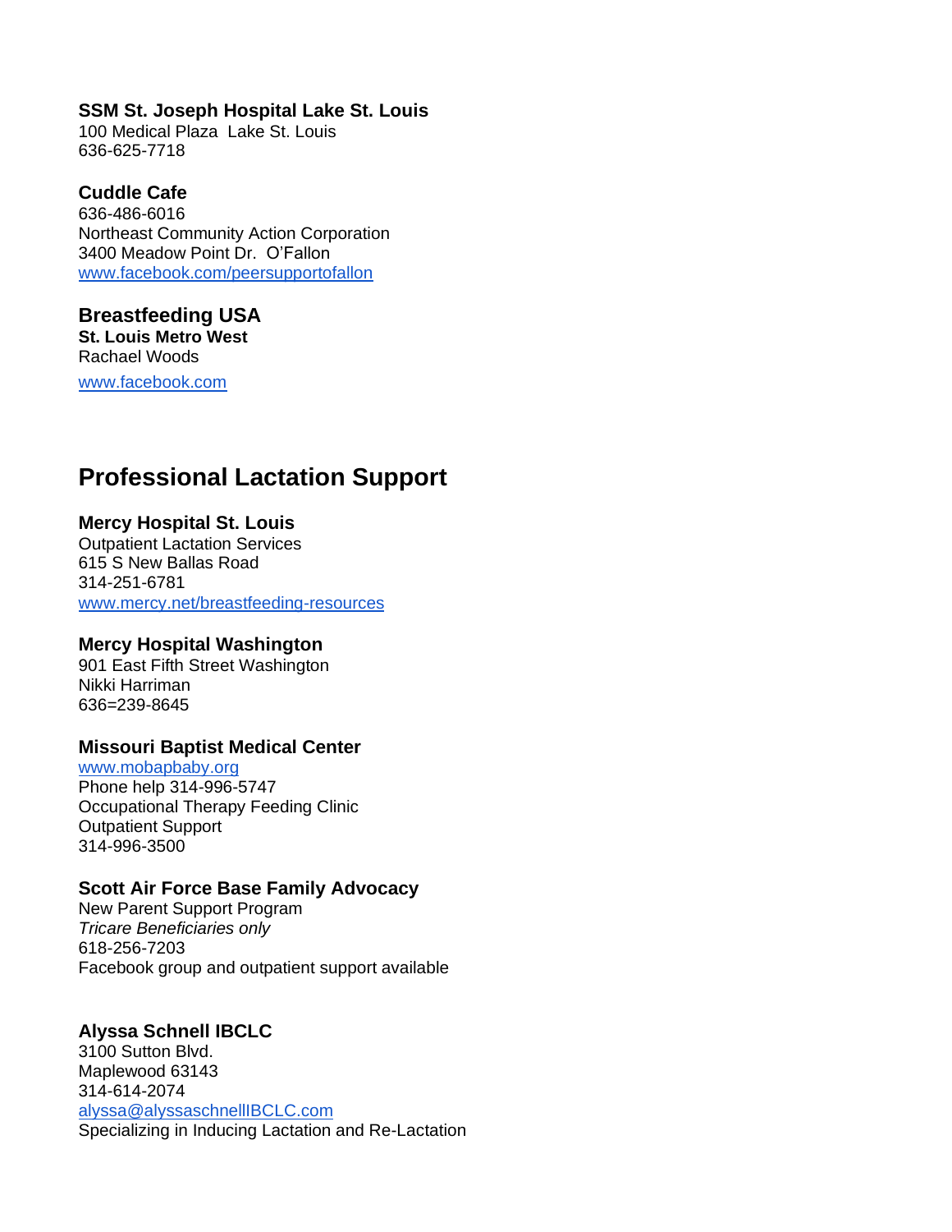**SSM St. Joseph Hospital Lake St. Louis**
100 Medical Plaza  Lake St. Louis
636-625-7718

**Cuddle Cafe**
636-486-6016
Northeast Community Action Corporation
3400 Meadow Point Dr.  O'Fallon
www.facebook.com/peersupportofallon

**Breastfeeding USA**
**St. Louis Metro West**
Rachael Woods
www.facebook.com

## Professional Lactation Support

**Mercy Hospital St. Louis**
Outpatient Lactation Services
615 S New Ballas Road
314-251-6781
www.mercy.net/breastfeeding-resources

**Mercy Hospital Washington**
901 East Fifth Street Washington
Nikki Harriman
636=239-8645

**Missouri Baptist Medical Center**
www.mobapbaby.org
Phone help 314-996-5747
Occupational Therapy Feeding Clinic
Outpatient Support
314-996-3500

**Scott Air Force Base Family Advocacy**
New Parent Support Program
*Tricare Beneficiaries only*
618-256-7203
Facebook group and outpatient support available

**Alyssa Schnell IBCLC**
3100 Sutton Blvd.
Maplewood 63143
314-614-2074
alyssa@alyssaschnellIBCLC.com
Specializing in Inducing Lactation and Re-Lactation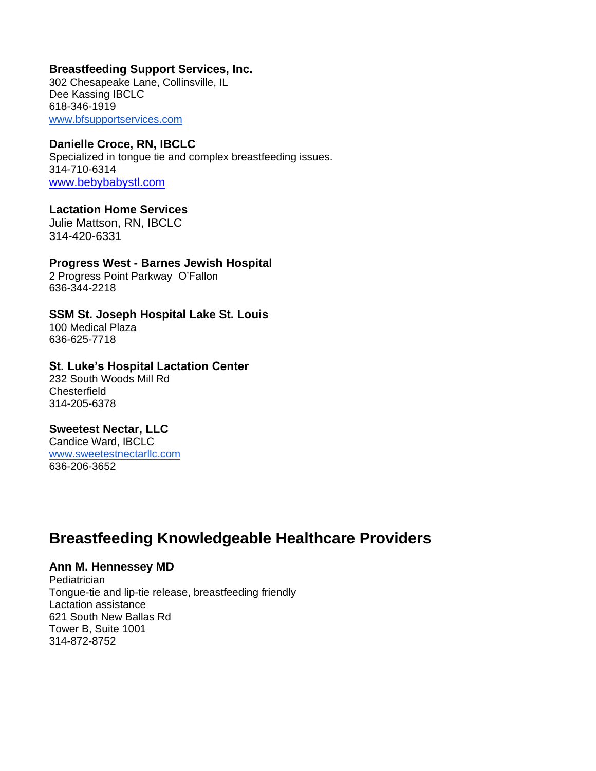**Breastfeeding Support Services, Inc.**
302 Chesapeake Lane, Collinsville, IL
Dee Kassing IBCLC
618-346-1919
www.bfsupportservices.com

**Danielle Croce, RN, IBCLC**
Specialized in tongue tie and complex breastfeeding issues.
314-710-6314
www.bebybabystl.com

**Lactation Home Services**
Julie Mattson, RN, IBCLC
314-420-6331

**Progress West - Barnes Jewish Hospital**
2 Progress Point Parkway O'Fallon
636-344-2218

**SSM St. Joseph Hospital Lake St. Louis**
100 Medical Plaza
636-625-7718

**St. Luke's Hospital Lactation Center**
232 South Woods Mill Rd
Chesterfield
314-205-6378

**Sweetest Nectar, LLC**
Candice Ward, IBCLC
www.sweetestnectarllc.com
636-206-3652

## Breastfeeding Knowledgeable Healthcare Providers

**Ann M. Hennessey MD**
Pediatrician
Tongue-tie and lip-tie release, breastfeeding friendly
Lactation assistance
621 South New Ballas Rd
Tower B, Suite 1001
314-872-8752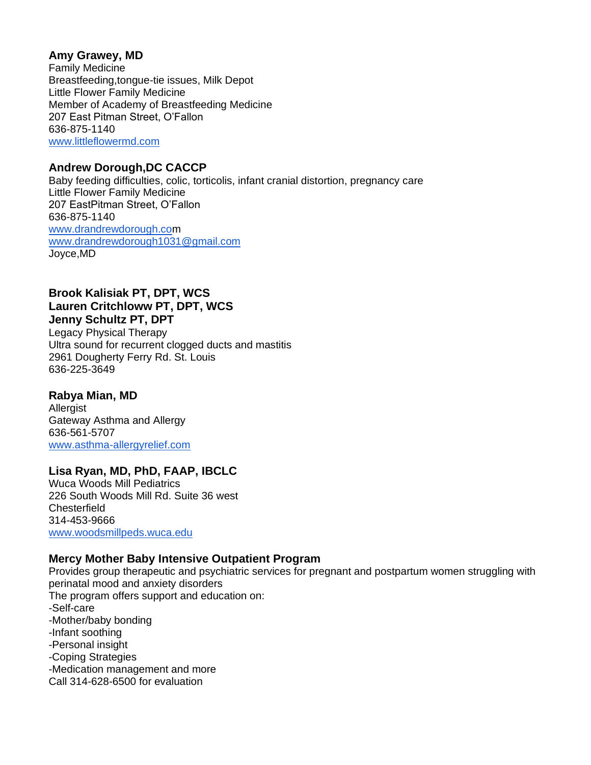**Amy Grawey, MD**
Family Medicine
Breastfeeding,tongue-tie issues, Milk Depot
Little Flower Family Medicine
Member of Academy of Breastfeeding Medicine
207 East Pitman Street, O'Fallon
636-875-1140
www.littleflowermd.com

**Andrew Dorough,DC CACCP**
Baby feeding difficulties, colic, torticolis, infant cranial distortion, pregnancy care
Little Flower Family Medicine
207 EastPitman Street, O'Fallon
636-875-1140
www.drandrewdorough.com
www.drandrewdorough1031@gmail.com
Joyce,MD

**Brook Kalisiak PT, DPT, WCS**
**Lauren Critchloww PT, DPT, WCS**
**Jenny Schultz PT, DPT**
Legacy Physical Therapy
Ultra sound for recurrent clogged ducts and mastitis
2961 Dougherty Ferry Rd. St. Louis
636-225-3649

**Rabya Mian, MD**
Allergist
Gateway Asthma and Allergy
636-561-5707
www.asthma-allergyrelief.com

**Lisa Ryan, MD, PhD, FAAP, IBCLC**
Wuca Woods Mill Pediatrics
226 South Woods Mill Rd. Suite 36 west
Chesterfield
314-453-9666
www.woodsmillpeds.wuca.edu

**Mercy Mother Baby Intensive Outpatient Program**
Provides group therapeutic and psychiatric services for pregnant and postpartum women struggling with perinatal mood and anxiety disorders
The program offers support and education on:
-Self-care
-Mother/baby bonding
-Infant soothing
-Personal insight
-Coping Strategies
-Medication management and more
Call 314-628-6500 for evaluation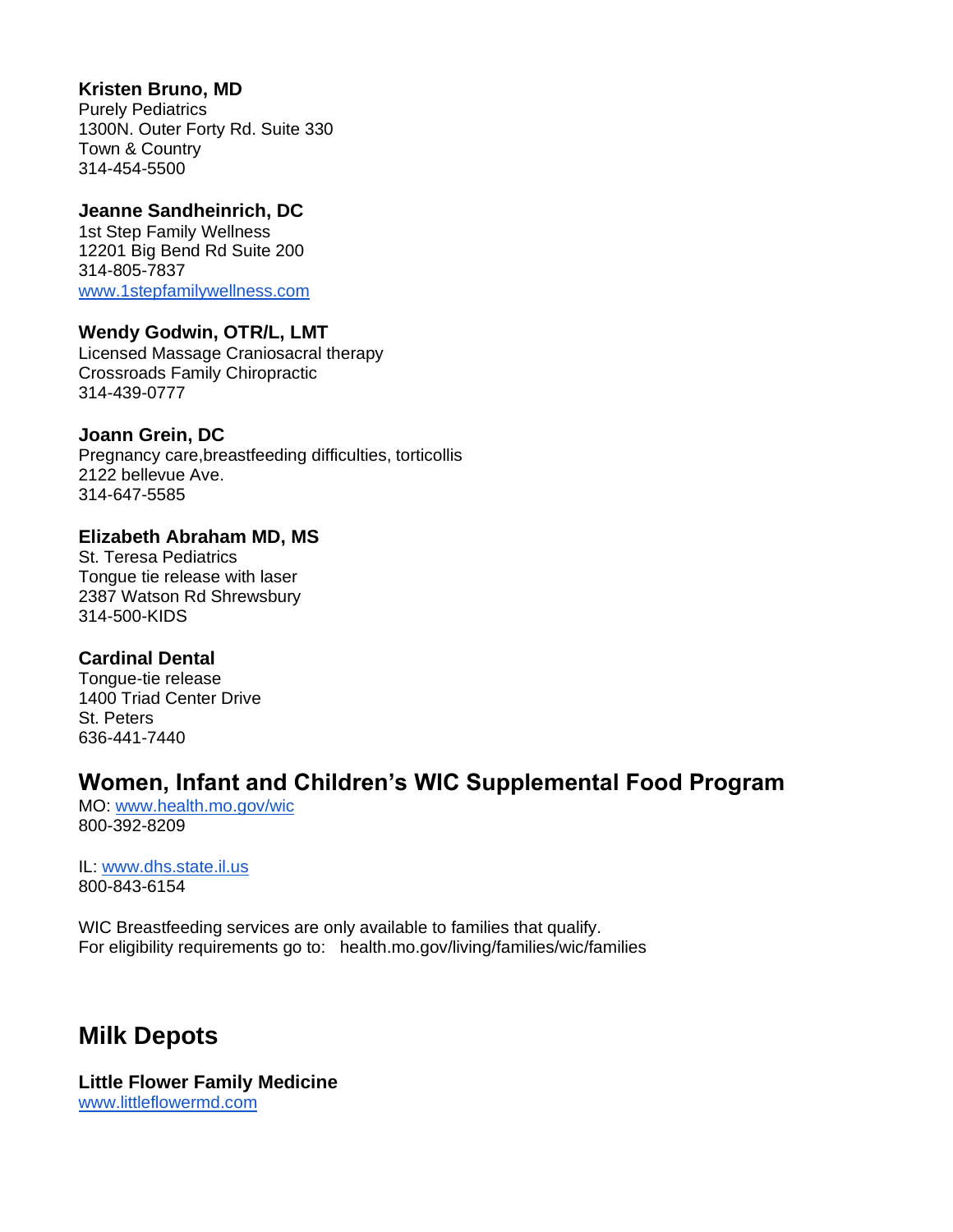**Kristen Bruno, MD**
Purely Pediatrics
1300N. Outer Forty Rd. Suite 330
Town & Country
314-454-5500

**Jeanne Sandheinrich, DC**
1st Step Family Wellness
12201 Big Bend Rd Suite 200
314-805-7837
www.1stepfamilywellness.com

**Wendy Godwin, OTR/L, LMT**
Licensed Massage Craniosacral therapy
Crossroads Family Chiropractic
314-439-0777

**Joann Grein, DC**
Pregnancy care,breastfeeding difficulties, torticollis
2122 bellevue Ave.
314-647-5585

**Elizabeth Abraham MD, MS**
St. Teresa Pediatrics
Tongue tie release with laser
2387 Watson Rd Shrewsbury
314-500-KIDS

**Cardinal Dental**
Tongue-tie release
1400 Triad Center Drive
St. Peters
636-441-7440

## Women, Infant and Children's WIC Supplemental Food Program

MO: www.health.mo.gov/wic
800-392-8209

IL: www.dhs.state.il.us
800-843-6154

WIC Breastfeeding services are only available to families that qualify.
For eligibility requirements go to: health.mo.gov/living/families/wic/families

## Milk Depots

**Little Flower Family Medicine**
www.littleflowermd.com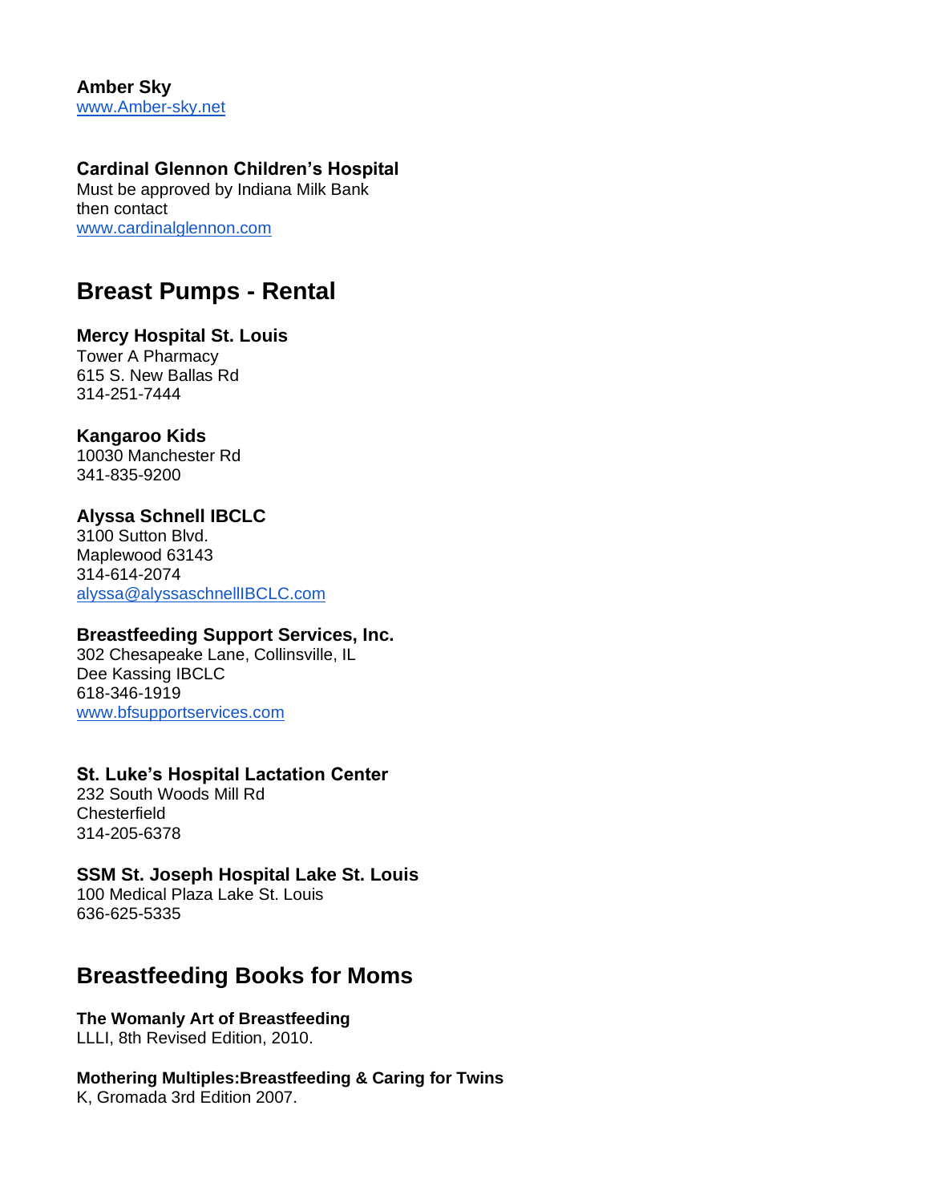**Amber Sky**
[www.Amber-sky.net](http://www.Amber-sky.net)

**Cardinal Glennon Children's Hospital**
Must be approved by Indiana Milk Bank
then contact
[www.cardinalglennon.com](http://www.cardinalglennon.com)

## Breast Pumps - Rental

**Mercy Hospital St. Louis**
Tower A Pharmacy
615 S. New Ballas Rd
314-251-7444

**Kangaroo Kids**
10030 Manchester Rd
341-835-9200

**Alyssa Schnell IBCLC**
3100 Sutton Blvd.
Maplewood 63143
314-614-2074
[alyssa@alyssaschnellIBCLC.com](mailto:alyssa@alyssaschnellIBCLC.com)

**Breastfeeding Support Services, Inc.**
302 Chesapeake Lane, Collinsville, IL
Dee Kassing IBCLC
618-346-1919
[www.bfsupportservices.com](http://www.bfsupportservices.com)

**St. Luke's Hospital Lactation Center**
232 South Woods Mill Rd
Chesterfield
314-205-6378

**SSM St. Joseph Hospital Lake St. Louis**
100 Medical Plaza Lake St. Louis
636-625-5335

## Breastfeeding Books for Moms

**The Womanly Art of Breastfeeding**
LLLI, 8th Revised Edition, 2010.

**Mothering Multiples:Breastfeeding & Caring for Twins**
K, Gromada 3rd Edition 2007.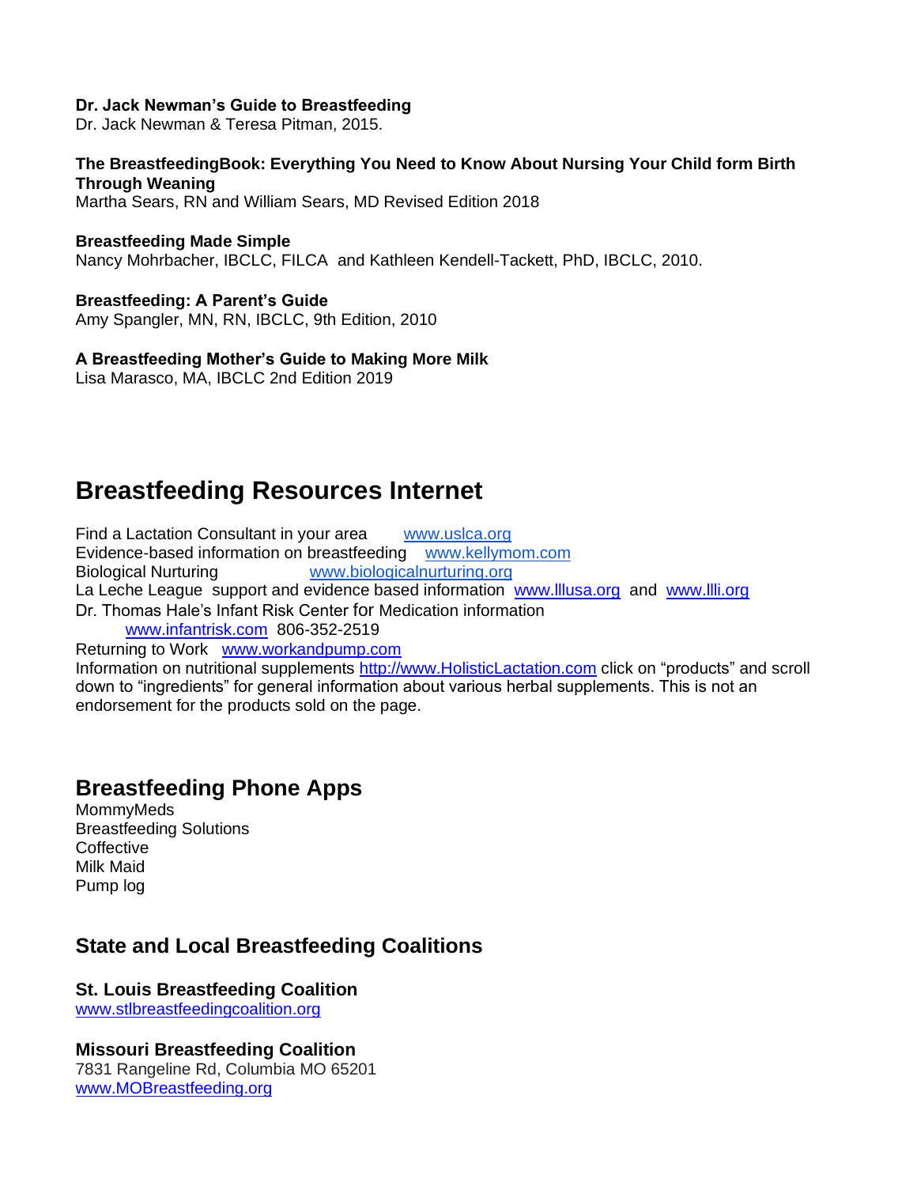**Dr. Jack Newman's Guide to Breastfeeding**
Dr. Jack Newman & Teresa Pitman, 2015.

**The BreastfeedingBook: Everything You Need to Know About Nursing Your Child form Birth Through Weaning**
Martha Sears, RN and William Sears, MD Revised Edition 2018

**Breastfeeding Made Simple**
Nancy Mohrbacher, IBCLC, FILCA and Kathleen Kendell-Tackett, PhD, IBCLC, 2010.

**Breastfeeding: A Parent's Guide**
Amy Spangler, MN, RN, IBCLC, 9th Edition, 2010

**A Breastfeeding Mother's Guide to Making More Milk**
Lisa Marasco, MA, IBCLC 2nd Edition 2019

# Breastfeeding Resources Internet

Find a Lactation Consultant in your area www.uslca.org
Evidence-based information on breastfeeding www.kellymom.com
Biological Nurturing www.biologicalnurturing.org
La Leche League support and evidence based information www.lllusa.org and www.llli.org
Dr. Thomas Hale's Infant Risk Center for Medication information
www.infantrisk.com 806-352-2519
Returning to Work www.workandpump.com
Information on nutritional supplements http://www.HolisticLactation.com click on "products" and scroll down to "ingredients" for general information about various herbal supplements. This is not an endorsement for the products sold on the page.

## Breastfeeding Phone Apps

MommyMeds
Breastfeeding Solutions
Coffective
Milk Maid
Pump log

## State and Local Breastfeeding Coalitions

**St. Louis Breastfeeding Coalition**
www.stlbreastfeedingcoalition.org

**Missouri Breastfeeding Coalition**
7831 Rangeline Rd, Columbia MO 65201
www.MOBreastfeeding.org